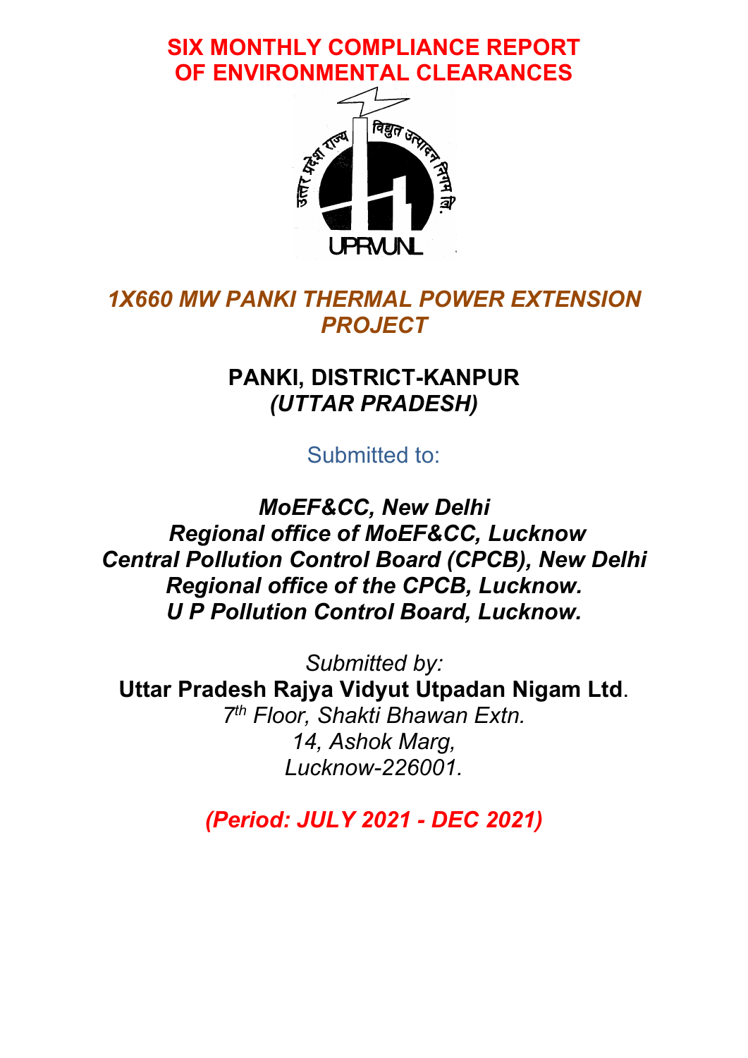# SIX MONTHLY COMPLIANCE REPORT OF ENVIRONMENTAL CLEARANCES

उत्तर प्रदेश राज्य विद्युत उत्पादन निगम लि.

UPRVUNL

## *1X660 MW PANKI THERMAL POWER EXTENSION PROJECT*

### PANKI, DISTRICT-KANPUR
### *(UTTAR PRADESH)*

Submitted to:

***MoEF&CC, New Delhi***
***Regional office of MoEF&CC, Lucknow***
***Central Pollution Control Board (CPCB), New Delhi***
***Regional office of the CPCB, Lucknow.***
***U P Pollution Control Board, Lucknow.***

*Submitted by:*
**Uttar Pradesh Rajya Vidyut Utpadan Nigam Ltd.**
*7th Floor, Shakti Bhawan Extn.*
*14, Ashok Marg,*
*Lucknow-226001.*

***(Period: JULY 2021 - DEC 2021)***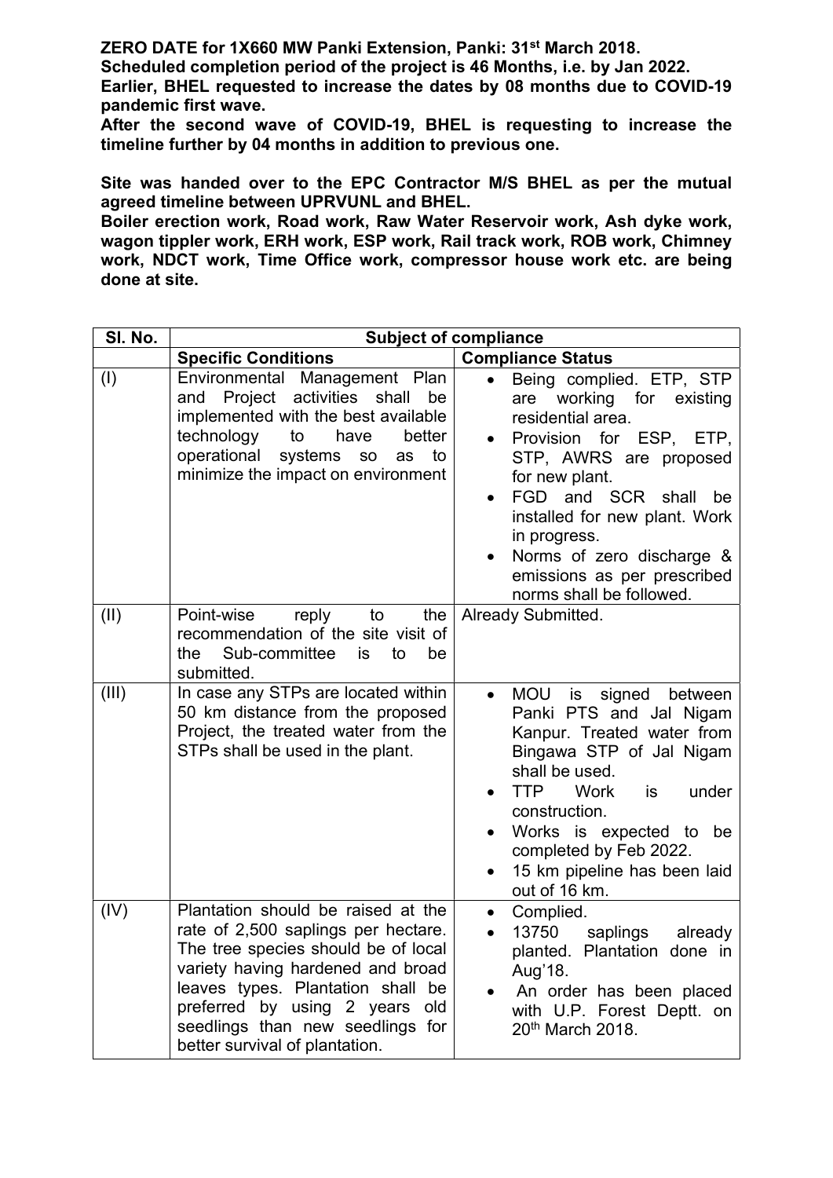**ZERO DATE for 1X660 MW Panki Extension, Panki: 31st March 2018.**
**Scheduled completion period of the project is 46 Months, i.e. by Jan 2022.**
**Earlier, BHEL requested to increase the dates by 08 months due to COVID-19 pandemic first wave.**
**After the second wave of COVID-19, BHEL is requesting to increase the timeline further by 04 months in addition to previous one.**

**Site was handed over to the EPC Contractor M/S BHEL as per the mutual agreed timeline between UPRVUNL and BHEL.**
**Boiler erection work, Road work, Raw Water Reservoir work, Ash dyke work, wagon tippler work, ERH work, ESP work, Rail track work, ROB work, Chimney work, NDCT work, Time Office work, compressor house work etc. are being done at site.**

| Sl. No. | Subject of compliance | |
|---|---|---|
| | **Specific Conditions** | **Compliance Status** |
| (I) | Environmental Management Plan and Project activities shall be implemented with the best available technology to have better operational systems so as to minimize the impact on environment | • Being complied. ETP, STP are working for existing residential area.<br>• Provision for ESP, ETP, STP, AWRS are proposed for new plant.<br>• FGD and SCR shall be installed for new plant. Work in progress.<br>• Norms of zero discharge & emissions as per prescribed norms shall be followed. |
| (II) | Point-wise reply to the recommendation of the site visit of the Sub-committee is to be submitted. | Already Submitted. |
| (III) | In case any STPs are located within 50 km distance from the proposed Project, the treated water from the STPs shall be used in the plant. | • MOU is signed between Panki PTS and Jal Nigam Kanpur. Treated water from Bingawa STP of Jal Nigam shall be used.<br>• TTP Work is under construction.<br>• Works is expected to be completed by Feb 2022.<br>• 15 km pipeline has been laid out of 16 km. |
| (IV) | Plantation should be raised at the rate of 2,500 saplings per hectare. The tree species should be of local variety having hardened and broad leaves types. Plantation shall be preferred by using 2 years old seedlings than new seedlings for better survival of plantation. | • Complied.<br>• 13750 saplings already planted. Plantation done in Aug'18.<br>• An order has been placed with U.P. Forest Deptt. on 20th March 2018. |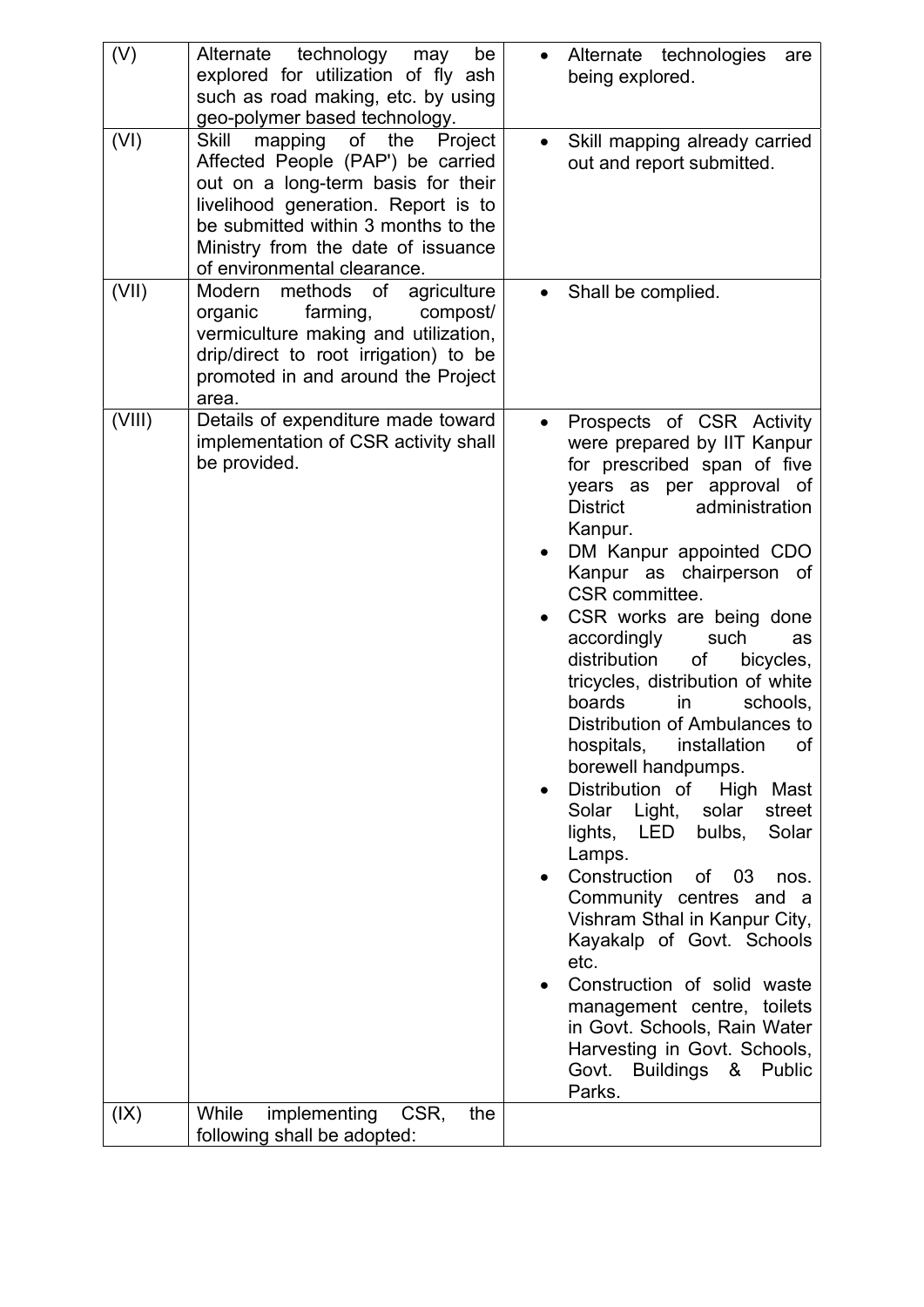| | | |
|---|---|---|
| (V) | Alternate technology may be explored for utilization of fly ash such as road making, etc. by using geo-polymer based technology. | • Alternate technologies are being explored. |
| (VI) | Skill mapping of the Project Affected People (PAP') be carried out on a long-term basis for their livelihood generation. Report is to be submitted within 3 months to the Ministry from the date of issuance of environmental clearance. | • Skill mapping already carried out and report submitted. |
| (VII) | Modern methods of agriculture organic farming, compost/ vermiculture making and utilization, drip/direct to root irrigation) to be promoted in and around the Project area. | • Shall be complied. |
| (VIII) | Details of expenditure made toward implementation of CSR activity shall be provided. | • Prospects of CSR Activity were prepared by IIT Kanpur for prescribed span of five years as per approval of District administration Kanpur.<br>• DM Kanpur appointed CDO Kanpur as chairperson of CSR committee.<br>• CSR works are being done accordingly such as distribution of bicycles, tricycles, distribution of white boards in schools, Distribution of Ambulances to hospitals, installation of borewell handpumps.<br>• Distribution of High Mast Solar Light, solar street lights, LED bulbs, Solar Lamps.<br>• Construction of 03 nos. Community centres and a Vishram Sthal in Kanpur City, Kayakalp of Govt. Schools etc.<br>• Construction of solid waste management centre, toilets in Govt. Schools, Rain Water Harvesting in Govt. Schools, Govt. Buildings & Public Parks. |
| (IX) | While implementing CSR, the following shall be adopted: | |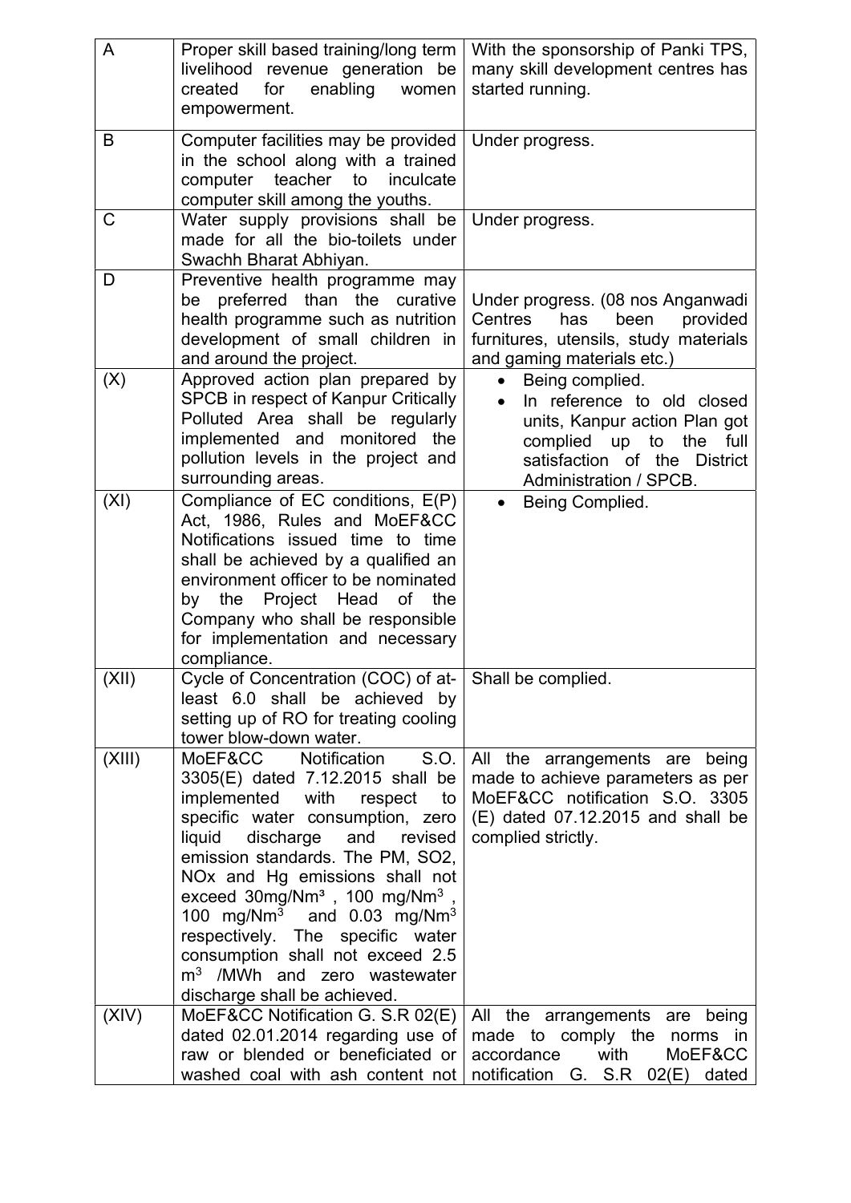| A | Proper skill based training/long term livelihood revenue generation be created for enabling women empowerment. | With the sponsorship of Panki TPS, many skill development centres has started running. |
|---|---|---|
| B | Computer facilities may be provided in the school along with a trained computer teacher to inculcate computer skill among the youths. | Under progress. |
| C | Water supply provisions shall be made for all the bio-toilets under Swachh Bharat Abhiyan. | Under progress. |
| D | Preventive health programme may be preferred than the curative health programme such as nutrition development of small children in and around the project. | Under progress. (08 nos Anganwadi Centres has been provided furnitures, utensils, study materials and gaming materials etc.) |
| (X) | Approved action plan prepared by SPCB in respect of Kanpur Critically Polluted Area shall be regularly implemented and monitored the pollution levels in the project and surrounding areas. | • Being complied.<br>• In reference to old closed units, Kanpur action Plan got complied up to the full satisfaction of the District Administration / SPCB. |
| (XI) | Compliance of EC conditions, E(P) Act, 1986, Rules and MoEF&CC Notifications issued time to time shall be achieved by a qualified an environment officer to be nominated by the Project Head of the Company who shall be responsible for implementation and necessary compliance. | • Being Complied. |
| (XII) | Cycle of Concentration (COC) of at-least 6.0 shall be achieved by setting up of RO for treating cooling tower blow-down water. | Shall be complied. |
| (XIII) | MoEF&CC Notification S.O. 3305(E) dated 7.12.2015 shall be implemented with respect to specific water consumption, zero liquid discharge and revised emission standards. The PM, $SO_2$, NOx and Hg emissions shall not exceed 30mg/Nm³ , 100 mg/Nm³ , 100 mg/Nm³ and 0.03 mg/Nm³ respectively. The specific water consumption shall not exceed 2.5 m³ /MWh and zero wastewater discharge shall be achieved. | All the arrangements are being made to achieve parameters as per MoEF&CC notification S.O. 3305 (E) dated 07.12.2015 and shall be complied strictly. |
| (XIV) | MoEF&CC Notification G. S.R 02(E) dated 02.01.2014 regarding use of raw or blended or beneficiated or washed coal with ash content not | All the arrangements are being made to comply the norms in accordance with MoEF&CC notification G. S.R 02(E) dated |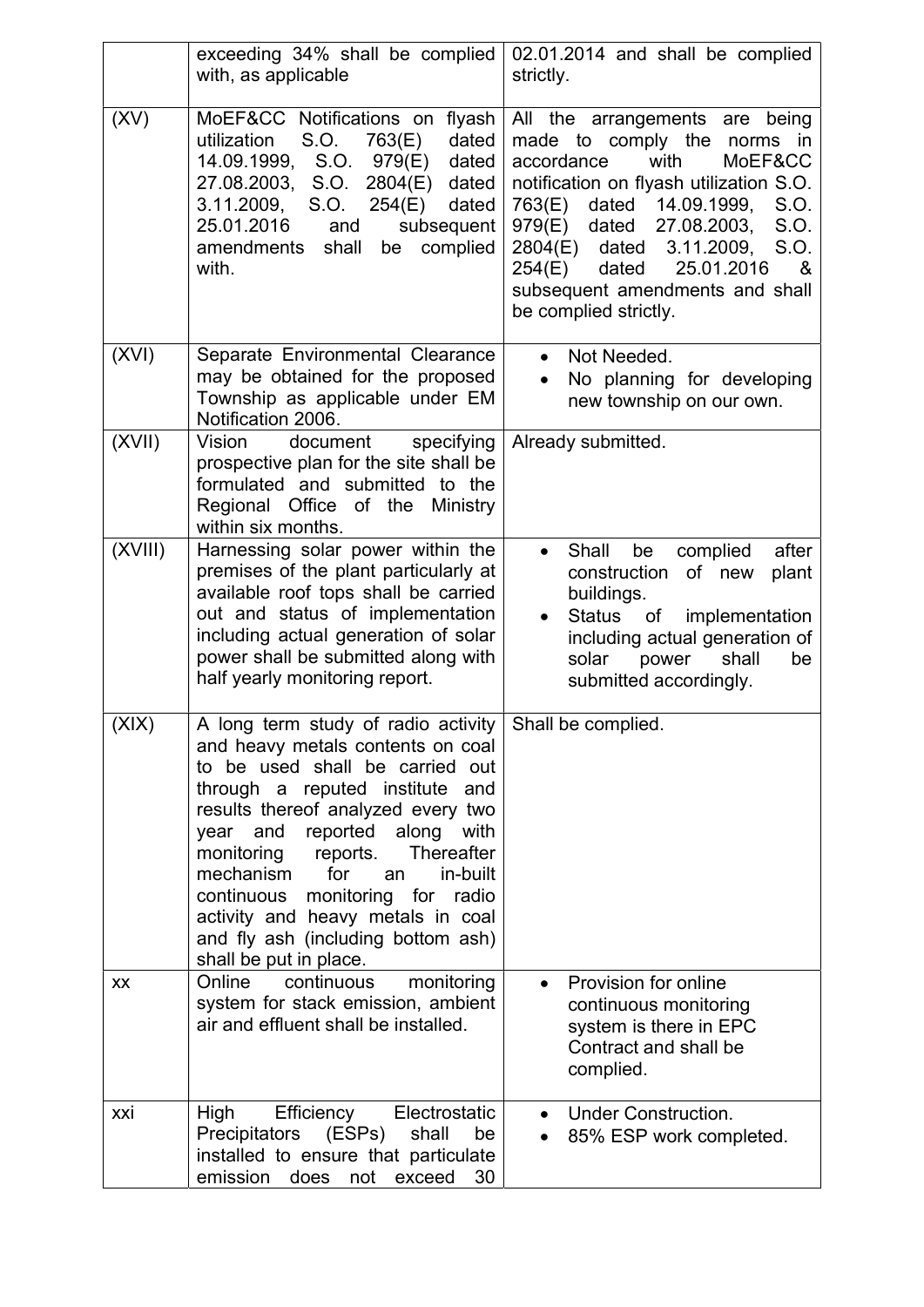| | | |
|---|---|---|
| | exceeding 34% shall be complied with, as applicable | 02.01.2014 and shall be complied strictly. |
| (XV) | MoEF&CC Notifications on flyash utilization S.O. 763(E) dated 14.09.1999, S.O. 979(E) dated 27.08.2003, S.O. 2804(E) dated 3.11.2009, S.O. 254(E) dated 25.01.2016 and subsequent amendments shall be complied with. | All the arrangements are being made to comply the norms in accordance with MoEF&CC notification on flyash utilization S.O. 763(E) dated 14.09.1999, S.O. 979(E) dated 27.08.2003, S.O. 2804(E) dated 3.11.2009, S.O. 254(E) dated 25.01.2016 & subsequent amendments and shall be complied strictly. |
| (XVI) | Separate Environmental Clearance may be obtained for the proposed Township as applicable under EM Notification 2006. | • Not Needed.<br>• No planning for developing new township on our own. |
| (XVII) | Vision document specifying prospective plan for the site shall be formulated and submitted to the Regional Office of the Ministry within six months. | Already submitted. |
| (XVIII) | Harnessing solar power within the premises of the plant particularly at available roof tops shall be carried out and status of implementation including actual generation of solar power shall be submitted along with half yearly monitoring report. | • Shall be complied after construction of new plant buildings.<br>• Status of implementation including actual generation of solar power shall be submitted accordingly. |
| (XIX) | A long term study of radio activity and heavy metals contents on coal to be used shall be carried out through a reputed institute and results thereof analyzed every two year and reported along with monitoring reports. Thereafter mechanism for an in-built continuous monitoring for radio activity and heavy metals in coal and fly ash (including bottom ash) shall be put in place. | Shall be complied. |
| xx | Online continuous monitoring system for stack emission, ambient air and effluent shall be installed. | • Provision for online continuous monitoring system is there in EPC Contract and shall be complied. |
| xxi | High Efficiency Electrostatic Precipitators (ESPs) shall be installed to ensure that particulate emission does not exceed 30 | • Under Construction.<br>• 85% ESP work completed. |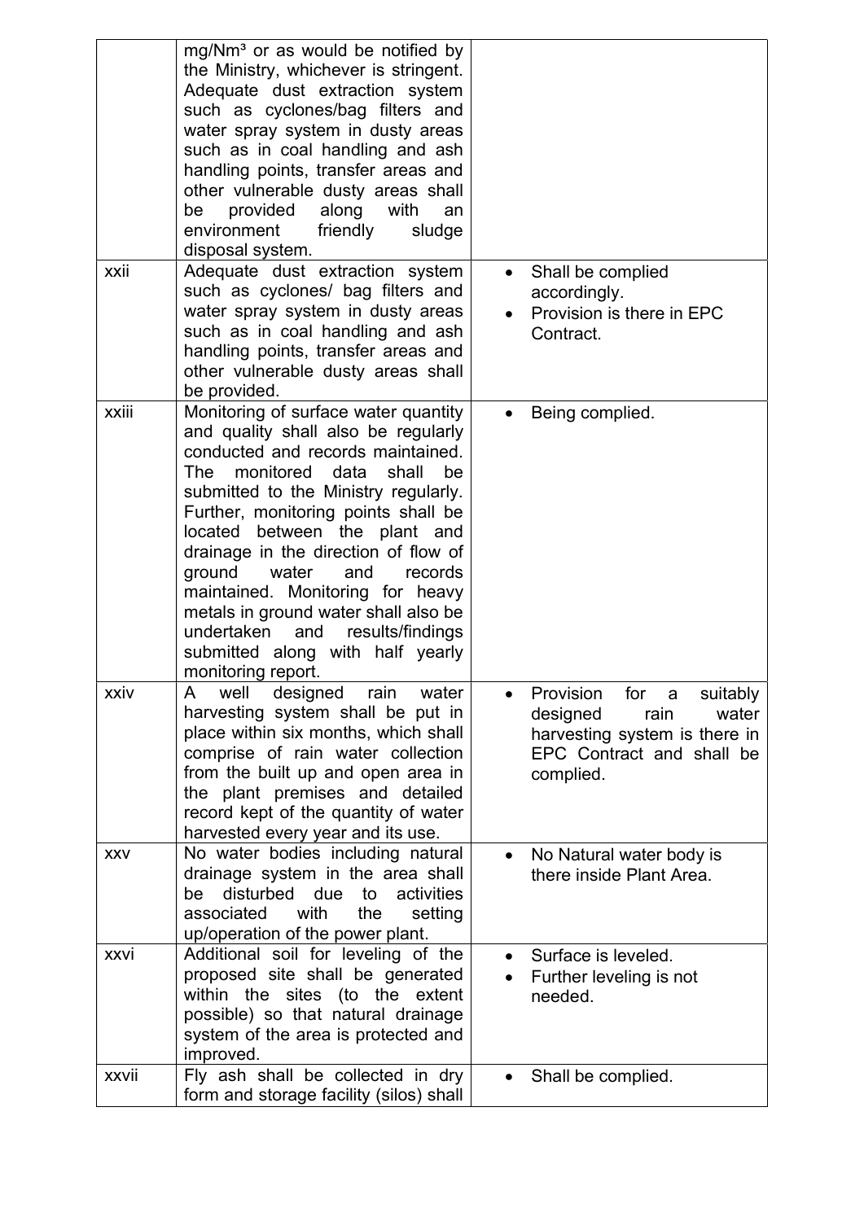| | | |
|---|---|---|
| | mg/Nm³ or as would be notified by the Ministry, whichever is stringent. Adequate dust extraction system such as cyclones/bag filters and water spray system in dusty areas such as in coal handling and ash handling points, transfer areas and other vulnerable dusty areas shall be provided along with an environment friendly sludge disposal system. | |
| xxii | Adequate dust extraction system such as cyclones/ bag filters and water spray system in dusty areas such as in coal handling and ash handling points, transfer areas and other vulnerable dusty areas shall be provided. | • Shall be complied accordingly.<br>• Provision is there in EPC Contract. |
| xxiii | Monitoring of surface water quantity and quality shall also be regularly conducted and records maintained. The monitored data shall be submitted to the Ministry regularly. Further, monitoring points shall be located between the plant and drainage in the direction of flow of ground water and records maintained. Monitoring for heavy metals in ground water shall also be undertaken and results/findings submitted along with half yearly monitoring report. | • Being complied. |
| xxiv | A well designed rain water harvesting system shall be put in place within six months, which shall comprise of rain water collection from the built up and open area in the plant premises and detailed record kept of the quantity of water harvested every year and its use. | • Provision for a suitably designed rain water harvesting system is there in EPC Contract and shall be complied. |
| xxv | No water bodies including natural drainage system in the area shall be disturbed due to activities associated with the setting up/operation of the power plant. | • No Natural water body is there inside Plant Area. |
| xxvi | Additional soil for leveling of the proposed site shall be generated within the sites (to the extent possible) so that natural drainage system of the area is protected and improved. | • Surface is leveled.<br>• Further leveling is not needed. |
| xxvii | Fly ash shall be collected in dry form and storage facility (silos) shall | • Shall be complied. |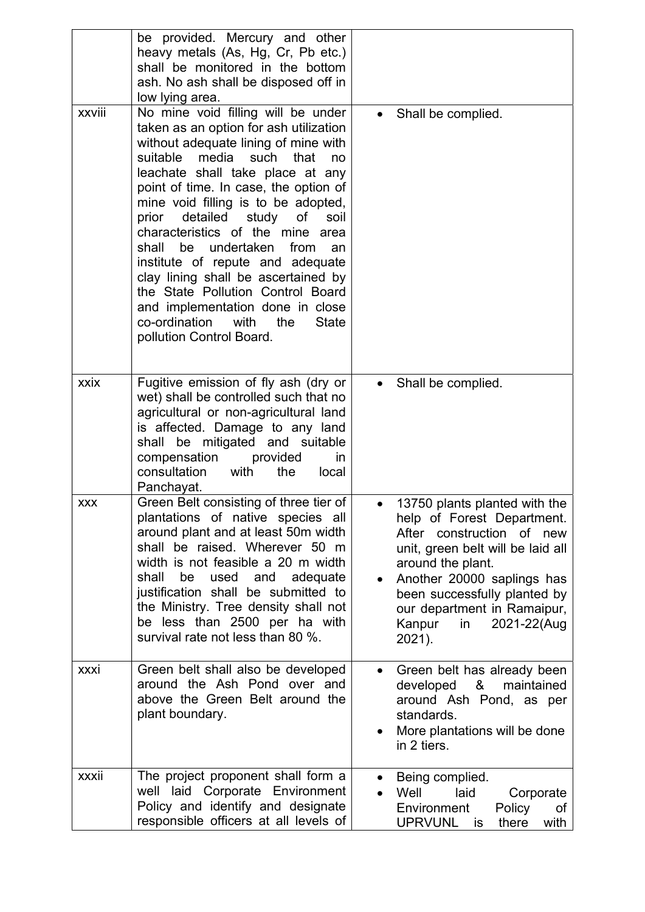| | | |
|---|---|---|
| | be provided. Mercury and other heavy metals (As, Hg, Cr, Pb etc.) shall be monitored in the bottom ash. No ash shall be disposed off in low lying area. | |
| xxviii | No mine void filling will be under taken as an option for ash utilization without adequate lining of mine with suitable media such that no leachate shall take place at any point of time. In case, the option of mine void filling is to be adopted, prior detailed study of soil characteristics of the mine area shall be undertaken from an institute of repute and adequate clay lining shall be ascertained by the State Pollution Control Board and implementation done in close co-ordination with the State pollution Control Board. | • Shall be complied. |
| xxix | Fugitive emission of fly ash (dry or wet) shall be controlled such that no agricultural or non-agricultural land is affected. Damage to any land shall be mitigated and suitable compensation provided in consultation with the local Panchayat. | • Shall be complied. |
| xxx | Green Belt consisting of three tier of plantations of native species all around plant and at least 50m width shall be raised. Wherever 50 m width is not feasible a 20 m width shall be used and adequate justification shall be submitted to the Ministry. Tree density shall not be less than 2500 per ha with survival rate not less than 80 %. | • 13750 plants planted with the help of Forest Department. After construction of new unit, green belt will be laid all around the plant.<br>• Another 20000 saplings has been successfully planted by our department in Ramaipur, Kanpur in 2021-22(Aug 2021). |
| xxxi | Green belt shall also be developed around the Ash Pond over and above the Green Belt around the plant boundary. | • Green belt has already been developed & maintained around Ash Pond, as per standards.<br>• More plantations will be done in 2 tiers. |
| xxxii | The project proponent shall form a well laid Corporate Environment Policy and identify and designate responsible officers at all levels of | • Being complied.<br>• Well laid Corporate Environment Policy of UPRVUNL is there with |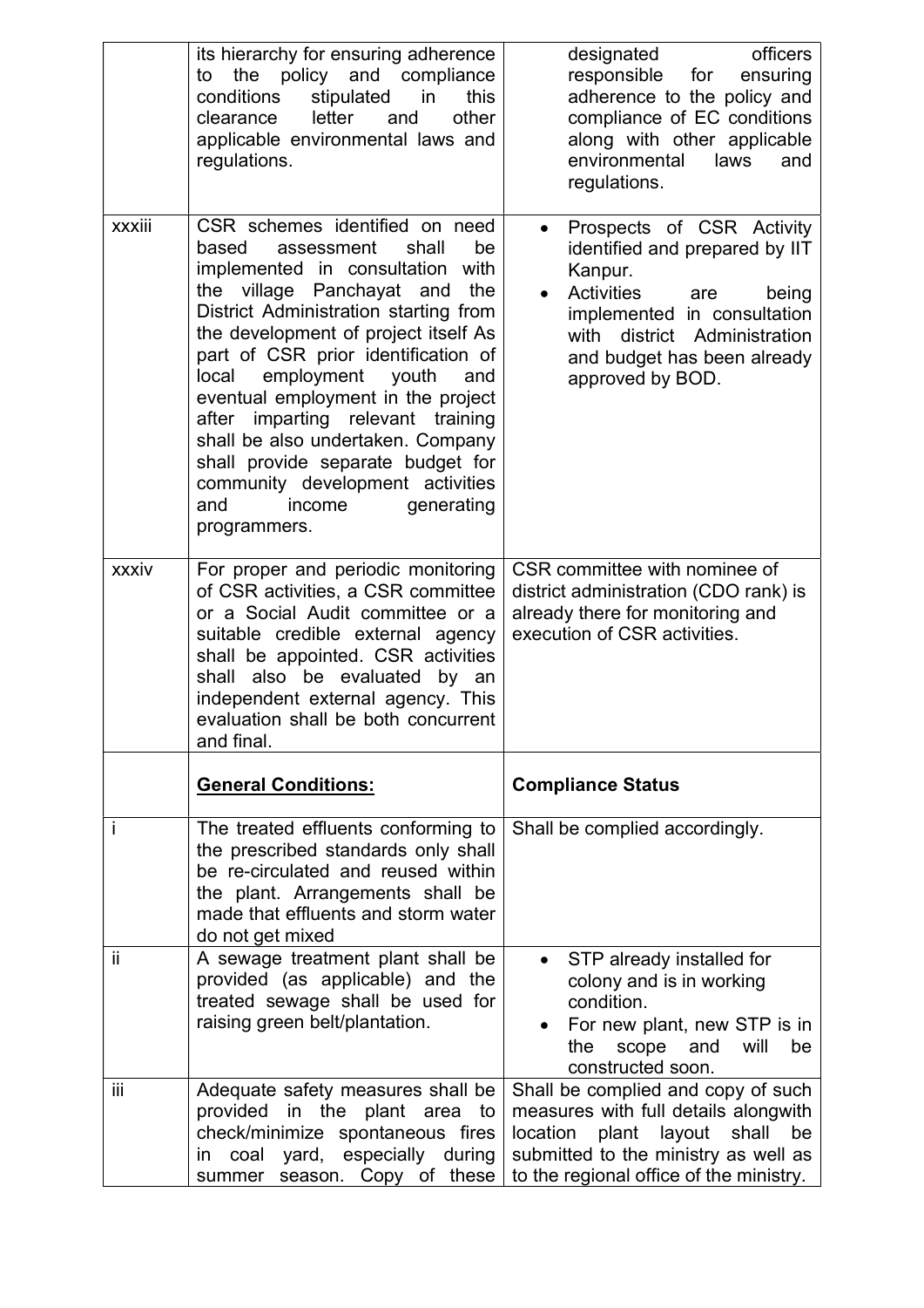| | | |
|---|---|---|
| | its hierarchy for ensuring adherence to the policy and compliance conditions stipulated in this clearance letter and other applicable environmental laws and regulations. | designated officers responsible for ensuring adherence to the policy and compliance of EC conditions along with other applicable environmental laws and regulations. |
| xxxiii | CSR schemes identified on need based assessment shall be implemented in consultation with the village Panchayat and the District Administration starting from the development of project itself As part of CSR prior identification of local employment youth and eventual employment in the project after imparting relevant training shall be also undertaken. Company shall provide separate budget for community development activities and income generating programmers. | • Prospects of CSR Activity identified and prepared by IIT Kanpur.<br>• Activities are being implemented in consultation with district Administration and budget has been already approved by BOD. |
| xxxiv | For proper and periodic monitoring of CSR activities, a CSR committee or a Social Audit committee or a suitable credible external agency shall be appointed. CSR activities shall also be evaluated by an independent external agency. This evaluation shall be both concurrent and final. | CSR committee with nominee of district administration (CDO rank) is already there for monitoring and execution of CSR activities. |
| | **<u>General Conditions:</u>** | **Compliance Status** |
| i | The treated effluents conforming to the prescribed standards only shall be re-circulated and reused within the plant. Arrangements shall be made that effluents and storm water do not get mixed | Shall be complied accordingly. |
| ii | A sewage treatment plant shall be provided (as applicable) and the treated sewage shall be used for raising green belt/plantation. | • STP already installed for colony and is in working condition.<br>• For new plant, new STP is in the scope and will be constructed soon. |
| iii | Adequate safety measures shall be provided in the plant area to check/minimize spontaneous fires in coal yard, especially during summer season. Copy of these | Shall be complied and copy of such measures with full details alongwith location plant layout shall be submitted to the ministry as well as to the regional office of the ministry. |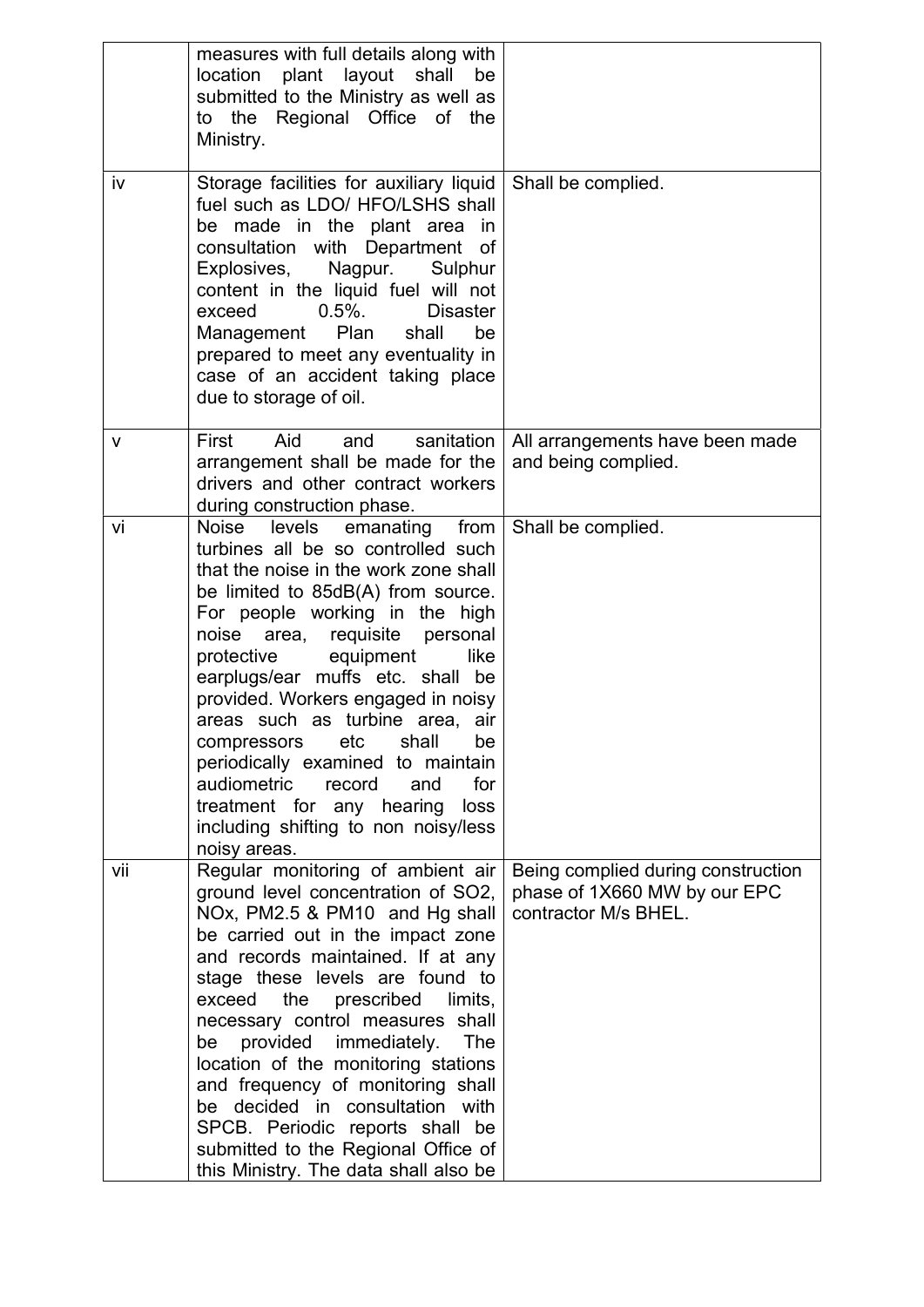| | | |
|---|---|---|
| | measures with full details along with location plant layout shall be submitted to the Ministry as well as to the Regional Office of the Ministry. | |
| iv | Storage facilities for auxiliary liquid fuel such as LDO/ HFO/LSHS shall be made in the plant area in consultation with Department of Explosives, Nagpur. Sulphur content in the liquid fuel will not exceed 0.5%. Disaster Management Plan shall be prepared to meet any eventuality in case of an accident taking place due to storage of oil. | Shall be complied. |
| v | First Aid and sanitation arrangement shall be made for the drivers and other contract workers during construction phase. | All arrangements have been made and being complied. |
| vi | Noise levels emanating from turbines all be so controlled such that the noise in the work zone shall be limited to 85dB(A) from source. For people working in the high noise area, requisite personal protective equipment like earplugs/ear muffs etc. shall be provided. Workers engaged in noisy areas such as turbine area, air compressors etc shall be periodically examined to maintain audiometric record and for treatment for any hearing loss including shifting to non noisy/less noisy areas. | Shall be complied. |
| vii | Regular monitoring of ambient air ground level concentration of $SO_2$, $NO_x$, $PM_{2.5}$ & $PM_{10}$ and Hg shall be carried out in the impact zone and records maintained. If at any stage these levels are found to exceed the prescribed limits, necessary control measures shall be provided immediately. The location of the monitoring stations and frequency of monitoring shall be decided in consultation with SPCB. Periodic reports shall be submitted to the Regional Office of this Ministry. The data shall also be | Being complied during construction phase of 1X660 MW by our EPC contractor M/s BHEL. |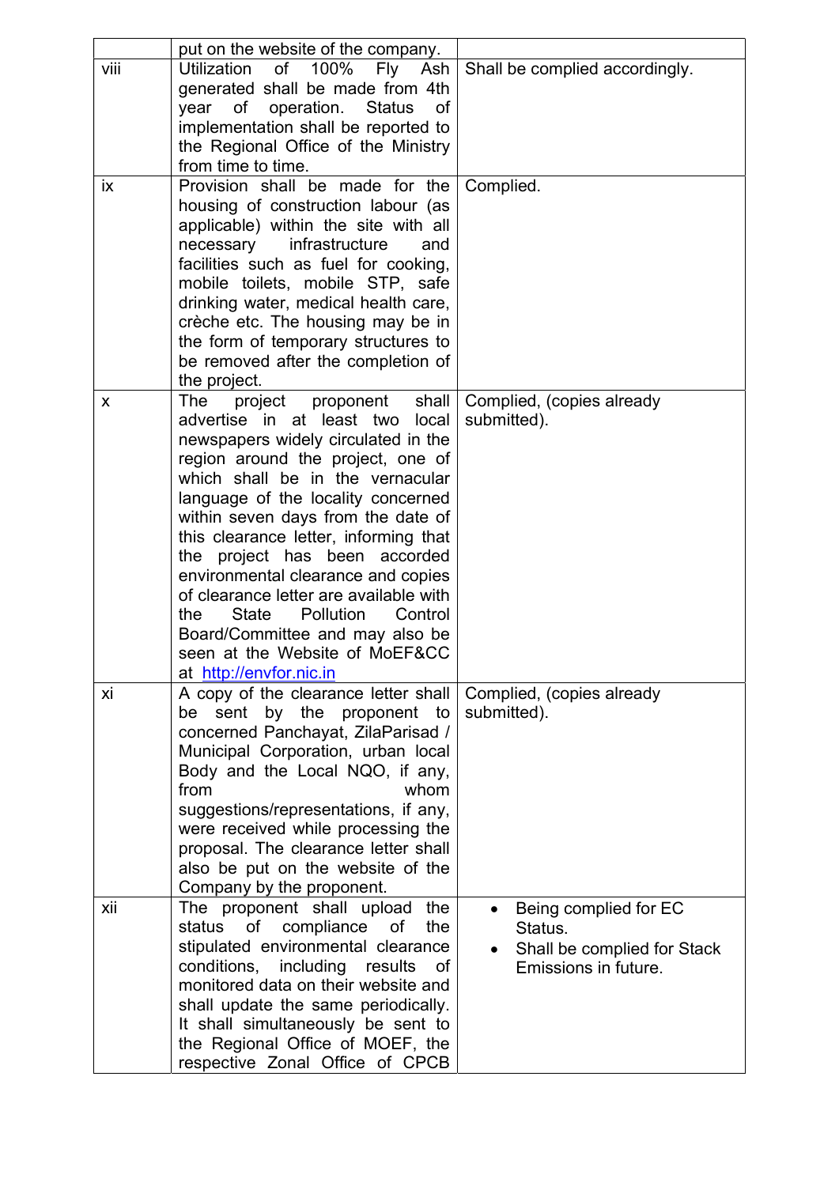| | | |
|---|---|---|
| | put on the website of the company. | |
| viii | Utilization of 100% Fly Ash generated shall be made from 4th year of operation. Status of implementation shall be reported to the Regional Office of the Ministry from time to time. | Shall be complied accordingly. |
| ix | Provision shall be made for the housing of construction labour (as applicable) within the site with all necessary infrastructure and facilities such as fuel for cooking, mobile toilets, mobile STP, safe drinking water, medical health care, crèche etc. The housing may be in the form of temporary structures to be removed after the completion of the project. | Complied. |
| x | The project proponent shall advertise in at least two local newspapers widely circulated in the region around the project, one of which shall be in the vernacular language of the locality concerned within seven days from the date of this clearance letter, informing that the project has been accorded environmental clearance and copies of clearance letter are available with the State Pollution Control Board/Committee and may also be seen at the Website of MoEF&CC at http://envfor.nic.in | Complied, (copies already submitted). |
| xi | A copy of the clearance letter shall be sent by the proponent to concerned Panchayat, ZilaParisad / Municipal Corporation, urban local Body and the Local NQO, if any, from whom suggestions/representations, if any, were received while processing the proposal. The clearance letter shall also be put on the website of the Company by the proponent. | Complied, (copies already submitted). |
| xii | The proponent shall upload the status of compliance of the stipulated environmental clearance conditions, including results of monitored data on their website and shall update the same periodically. It shall simultaneously be sent to the Regional Office of MOEF, the respective Zonal Office of CPCB | • Being complied for EC Status.<br>• Shall be complied for Stack Emissions in future. |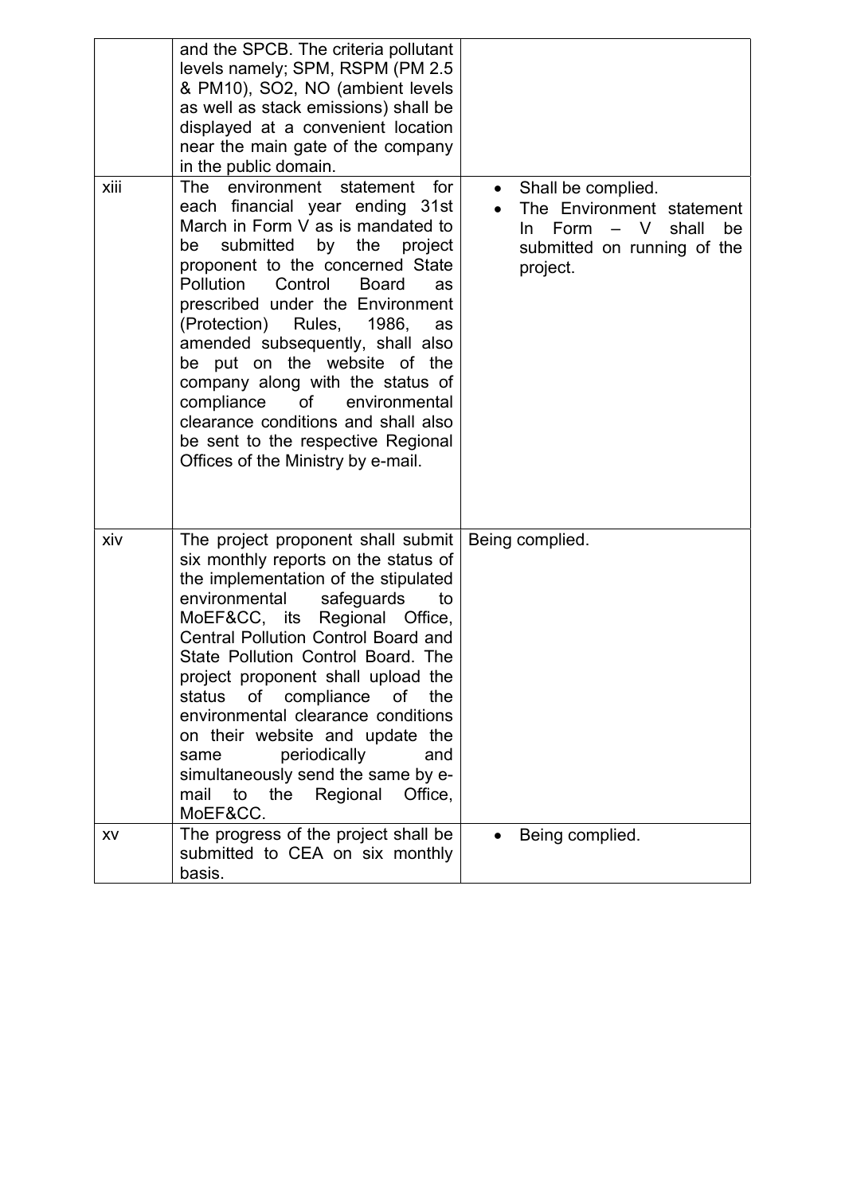| | | |
|---|---|---|
| | and the SPCB. The criteria pollutant levels namely; SPM, RSPM (PM 2.5 & PM10), SO2, NO (ambient levels as well as stack emissions) shall be displayed at a convenient location near the main gate of the company in the public domain. | |
| xiii | The environment statement for each financial year ending 31st March in Form V as is mandated to be submitted by the project proponent to the concerned State Pollution Control Board as prescribed under the Environment (Protection) Rules, 1986, as amended subsequently, shall also be put on the website of the company along with the status of compliance of environmental clearance conditions and shall also be sent to the respective Regional Offices of the Ministry by e-mail. | • Shall be complied.<br>• The Environment statement In Form – V shall be submitted on running of the project. |
| xiv | The project proponent shall submit six monthly reports on the status of the implementation of the stipulated environmental safeguards to MoEF&CC, its Regional Office, Central Pollution Control Board and State Pollution Control Board. The project proponent shall upload the status of compliance of the environmental clearance conditions on their website and update the same periodically and simultaneously send the same by e-mail to the Regional Office, MoEF&CC. | Being complied. |
| xv | The progress of the project shall be submitted to CEA on six monthly basis. | • Being complied. |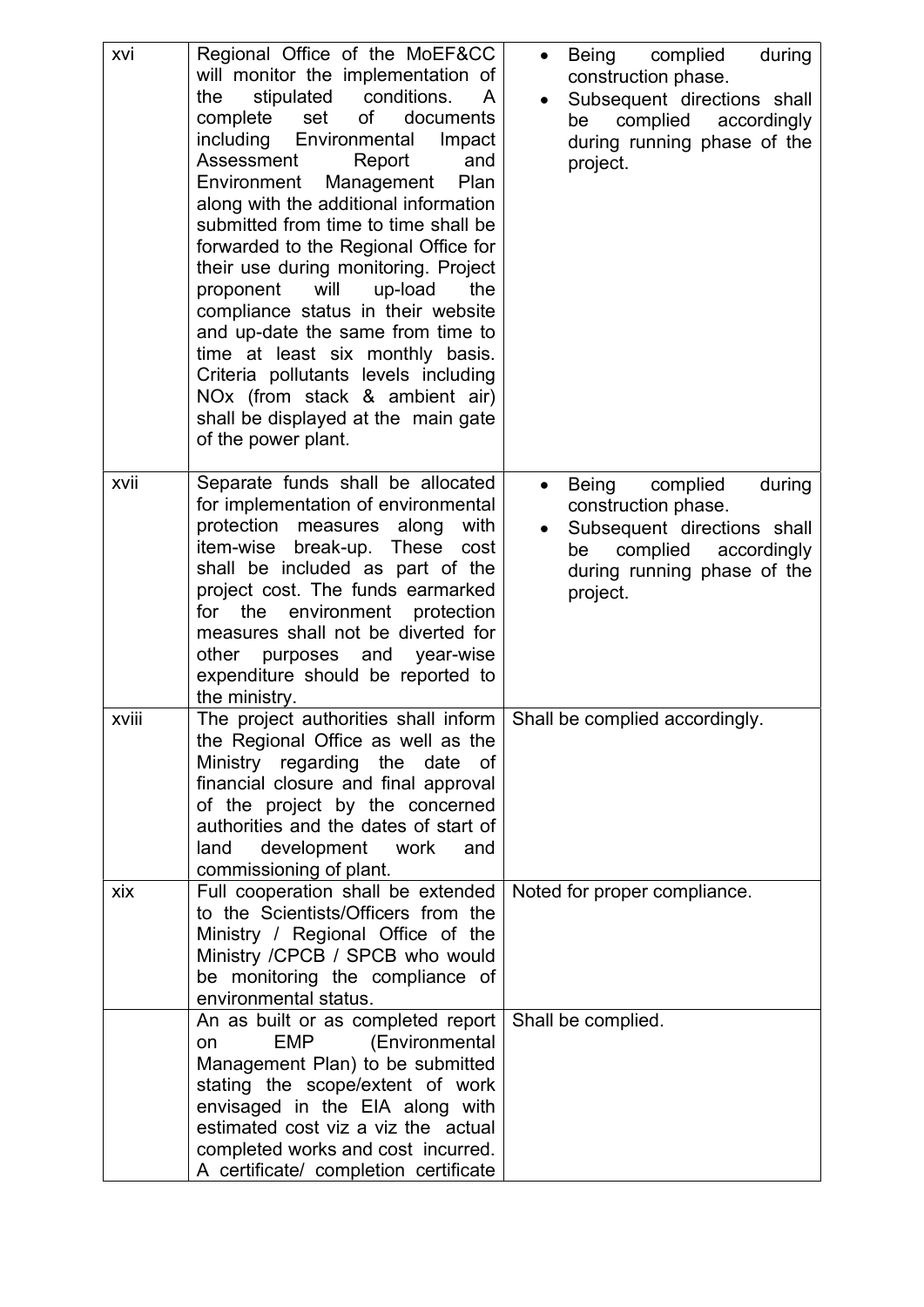| | | |
|---|---|---|
| xvi | Regional Office of the MoEF&CC will monitor the implementation of the stipulated conditions. A complete set of documents including Environmental Impact Assessment Report and Environment Management Plan along with the additional information submitted from time to time shall be forwarded to the Regional Office for their use during monitoring. Project proponent will up-load the compliance status in their website and up-date the same from time to time at least six monthly basis. Criteria pollutants levels including NOx (from stack & ambient air) shall be displayed at the main gate of the power plant. | • Being complied during construction phase. <br>• Subsequent directions shall be complied accordingly during running phase of the project. |
| xvii | Separate funds shall be allocated for implementation of environmental protection measures along with item-wise break-up. These cost shall be included as part of the project cost. The funds earmarked for the environment protection measures shall not be diverted for other purposes and year-wise expenditure should be reported to the ministry. | • Being complied during construction phase. <br>• Subsequent directions shall be complied accordingly during running phase of the project. |
| xviii | The project authorities shall inform the Regional Office as well as the Ministry regarding the date of financial closure and final approval of the project by the concerned authorities and the dates of start of land development work and commissioning of plant. | Shall be complied accordingly. |
| xix | Full cooperation shall be extended to the Scientists/Officers from the Ministry / Regional Office of the Ministry /CPCB / SPCB who would be monitoring the compliance of environmental status. | Noted for proper compliance. |
| | An as built or as completed report on EMP (Environmental Management Plan) to be submitted stating the scope/extent of work envisaged in the EIA along with estimated cost viz a viz the actual completed works and cost incurred. A certificate/ completion certificate | Shall be complied. |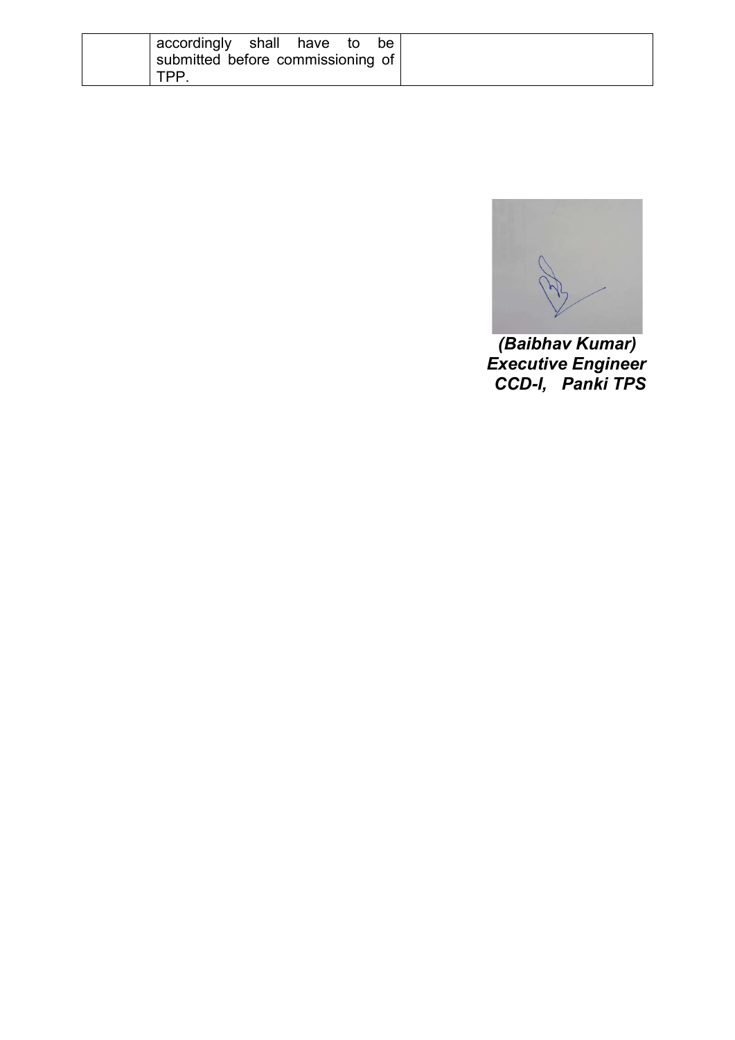| | | |
|---|---|---|
| | accordingly shall have to be submitted before commissioning of TPP. | |

***(Baibhav Kumar)***
***Executive Engineer***
***CCD-I, Panki TPS***